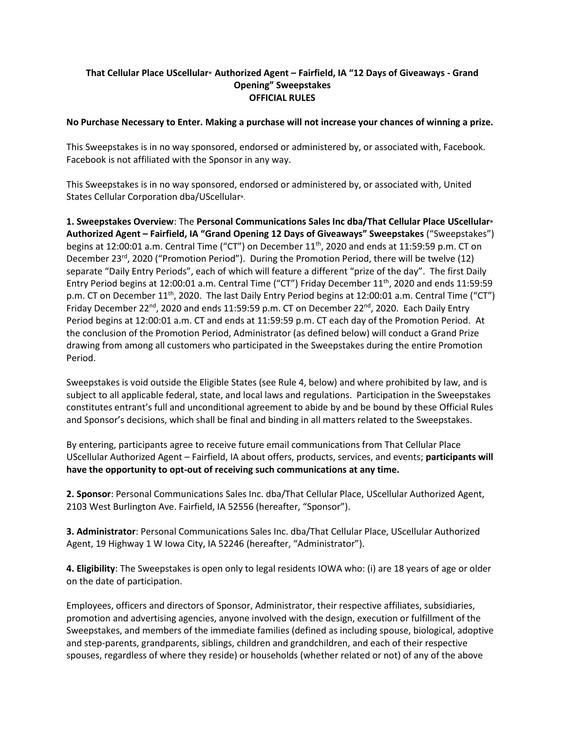**That Cellular Place UScellular® Authorized Agent – Fairfield, IA "12 Days of Giveaways - Grand Opening" Sweepstakes**
**OFFICIAL RULES**

**No Purchase Necessary to Enter. Making a purchase will not increase your chances of winning a prize.**

This Sweepstakes is in no way sponsored, endorsed or administered by, or associated with, Facebook. Facebook is not affiliated with the Sponsor in any way.

This Sweepstakes is in no way sponsored, endorsed or administered by, or associated with, United States Cellular Corporation dba/UScellular®.

**1. Sweepstakes Overview**: The **Personal Communications Sales Inc dba/That Cellular Place UScellular® Authorized Agent – Fairfield, IA "Grand Opening 12 Days of Giveaways" Sweepstakes** ("Sweepstakes") begins at 12:00:01 a.m. Central Time ("CT") on December 11th, 2020 and ends at 11:59:59 p.m. CT on December 23rd, 2020 ("Promotion Period"). During the Promotion Period, there will be twelve (12) separate "Daily Entry Periods", each of which will feature a different "prize of the day". The first Daily Entry Period begins at 12:00:01 a.m. Central Time ("CT") Friday December 11th, 2020 and ends 11:59:59 p.m. CT on December 11th, 2020. The last Daily Entry Period begins at 12:00:01 a.m. Central Time ("CT") Friday December 22nd, 2020 and ends 11:59:59 p.m. CT on December 22nd, 2020. Each Daily Entry Period begins at 12:00:01 a.m. CT and ends at 11:59:59 p.m. CT each day of the Promotion Period. At the conclusion of the Promotion Period, Administrator (as defined below) will conduct a Grand Prize drawing from among all customers who participated in the Sweepstakes during the entire Promotion Period.

Sweepstakes is void outside the Eligible States (see Rule 4, below) and where prohibited by law, and is subject to all applicable federal, state, and local laws and regulations. Participation in the Sweepstakes constitutes entrant's full and unconditional agreement to abide by and be bound by these Official Rules and Sponsor's decisions, which shall be final and binding in all matters related to the Sweepstakes.

By entering, participants agree to receive future email communications from That Cellular Place UScellular Authorized Agent – Fairfield, IA about offers, products, services, and events; **participants will have the opportunity to opt-out of receiving such communications at any time.**

**2. Sponsor**: Personal Communications Sales Inc. dba/That Cellular Place, UScellular Authorized Agent, 2103 West Burlington Ave. Fairfield, IA 52556 (hereafter, "Sponsor").

**3. Administrator**: Personal Communications Sales Inc. dba/That Cellular Place, UScellular Authorized Agent, 19 Highway 1 W Iowa City, IA 52246 (hereafter, "Administrator").

**4. Eligibility**: The Sweepstakes is open only to legal residents IOWA who: (i) are 18 years of age or older on the date of participation.

Employees, officers and directors of Sponsor, Administrator, their respective affiliates, subsidiaries, promotion and advertising agencies, anyone involved with the design, execution or fulfillment of the Sweepstakes, and members of the immediate families (defined as including spouse, biological, adoptive and step-parents, grandparents, siblings, children and grandchildren, and each of their respective spouses, regardless of where they reside) or households (whether related or not) of any of the above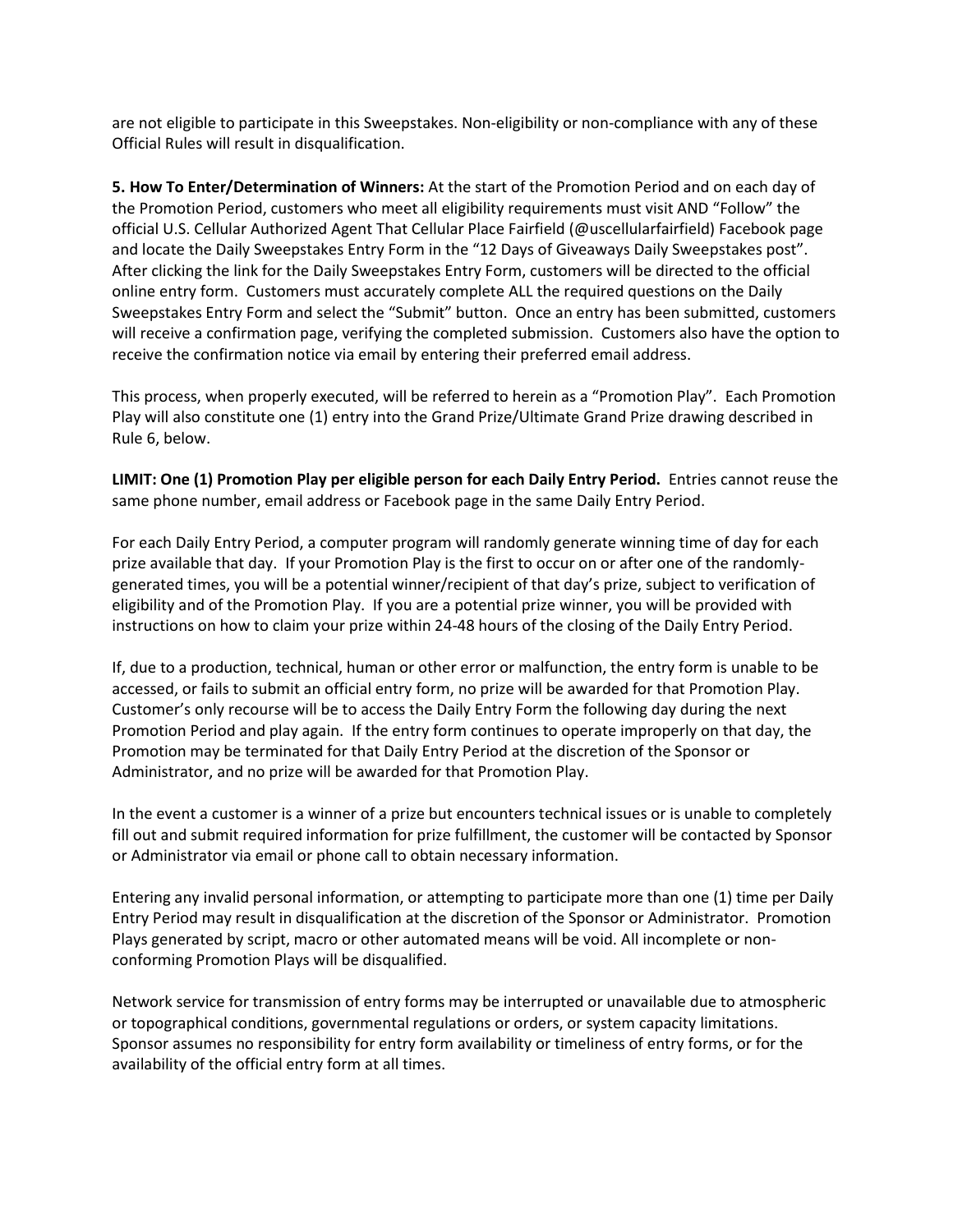are not eligible to participate in this Sweepstakes. Non-eligibility or non-compliance with any of these Official Rules will result in disqualification.

**5. How To Enter/Determination of Winners:** At the start of the Promotion Period and on each day of the Promotion Period, customers who meet all eligibility requirements must visit AND "Follow" the official U.S. Cellular Authorized Agent That Cellular Place Fairfield (@uscellularfairfield) Facebook page and locate the Daily Sweepstakes Entry Form in the "12 Days of Giveaways Daily Sweepstakes post". After clicking the link for the Daily Sweepstakes Entry Form, customers will be directed to the official online entry form. Customers must accurately complete ALL the required questions on the Daily Sweepstakes Entry Form and select the "Submit" button. Once an entry has been submitted, customers will receive a confirmation page, verifying the completed submission. Customers also have the option to receive the confirmation notice via email by entering their preferred email address.

This process, when properly executed, will be referred to herein as a "Promotion Play". Each Promotion Play will also constitute one (1) entry into the Grand Prize/Ultimate Grand Prize drawing described in Rule 6, below.

**LIMIT: One (1) Promotion Play per eligible person for each Daily Entry Period.** Entries cannot reuse the same phone number, email address or Facebook page in the same Daily Entry Period.

For each Daily Entry Period, a computer program will randomly generate winning time of day for each prize available that day. If your Promotion Play is the first to occur on or after one of the randomly-generated times, you will be a potential winner/recipient of that day's prize, subject to verification of eligibility and of the Promotion Play. If you are a potential prize winner, you will be provided with instructions on how to claim your prize within 24-48 hours of the closing of the Daily Entry Period.

If, due to a production, technical, human or other error or malfunction, the entry form is unable to be accessed, or fails to submit an official entry form, no prize will be awarded for that Promotion Play. Customer's only recourse will be to access the Daily Entry Form the following day during the next Promotion Period and play again. If the entry form continues to operate improperly on that day, the Promotion may be terminated for that Daily Entry Period at the discretion of the Sponsor or Administrator, and no prize will be awarded for that Promotion Play.

In the event a customer is a winner of a prize but encounters technical issues or is unable to completely fill out and submit required information for prize fulfillment, the customer will be contacted by Sponsor or Administrator via email or phone call to obtain necessary information.

Entering any invalid personal information, or attempting to participate more than one (1) time per Daily Entry Period may result in disqualification at the discretion of the Sponsor or Administrator. Promotion Plays generated by script, macro or other automated means will be void. All incomplete or non-conforming Promotion Plays will be disqualified.

Network service for transmission of entry forms may be interrupted or unavailable due to atmospheric or topographical conditions, governmental regulations or orders, or system capacity limitations. Sponsor assumes no responsibility for entry form availability or timeliness of entry forms, or for the availability of the official entry form at all times.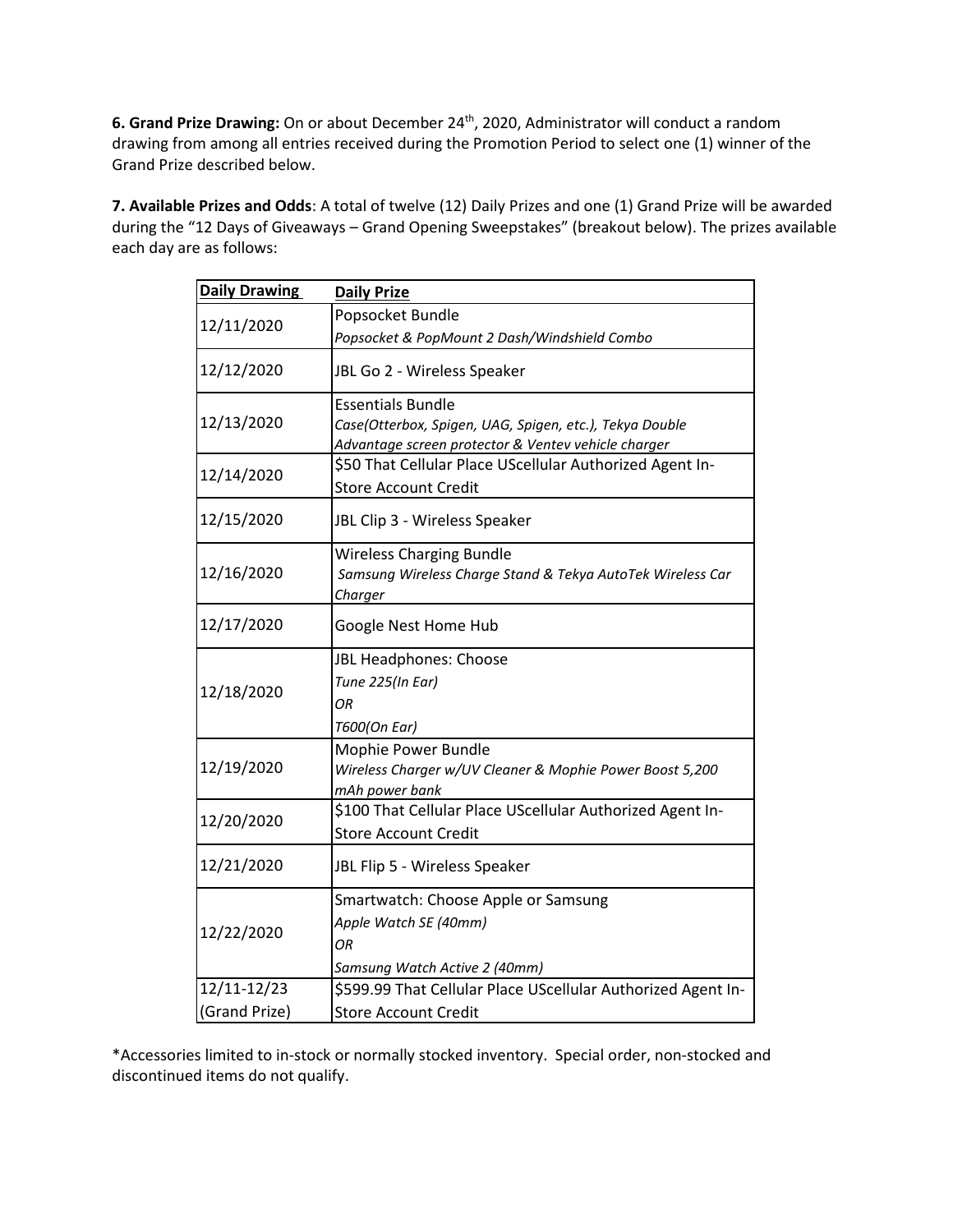**6. Grand Prize Drawing:** On or about December 24th, 2020, Administrator will conduct a random drawing from among all entries received during the Promotion Period to select one (1) winner of the Grand Prize described below.

**7. Available Prizes and Odds**: A total of twelve (12) Daily Prizes and one (1) Grand Prize will be awarded during the "12 Days of Giveaways – Grand Opening Sweepstakes" (breakout below). The prizes available each day are as follows:

| Daily Drawing | Daily Prize |
|---|---|
| 12/11/2020 | Popsocket Bundle<br>*Popsocket & PopMount 2 Dash/Windshield Combo* |
| 12/12/2020 | JBL Go 2 - Wireless Speaker |
| 12/13/2020 | Essentials Bundle<br>*Case(Otterbox, Spigen, UAG, Spigen, etc.), Tekya Double Advantage screen protector & Ventev vehicle charger* |
| 12/14/2020 | $50 That Cellular Place UScellular Authorized Agent In-Store Account Credit |
| 12/15/2020 | JBL Clip 3 - Wireless Speaker |
| 12/16/2020 | Wireless Charging Bundle<br>*Samsung Wireless Charge Stand & Tekya AutoTek Wireless Car Charger* |
| 12/17/2020 | Google Nest Home Hub |
| 12/18/2020 | JBL Headphones: Choose<br>*Tune 225(In Ear)*<br>*OR*<br>*T600(On Ear)* |
| 12/19/2020 | Mophie Power Bundle<br>*Wireless Charger w/UV Cleaner & Mophie Power Boost 5,200 mAh power bank* |
| 12/20/2020 | $100 That Cellular Place UScellular Authorized Agent In-Store Account Credit |
| 12/21/2020 | JBL Flip 5 - Wireless Speaker |
| 12/22/2020 | Smartwatch: Choose Apple or Samsung<br>*Apple Watch SE (40mm)*<br>*OR*<br>*Samsung Watch Active 2 (40mm)* |
| 12/11-12/23 (Grand Prize) | $599.99 That Cellular Place UScellular Authorized Agent In-Store Account Credit |

*Accessories limited to in-stock or normally stocked inventory. Special order, non-stocked and discontinued items do not qualify.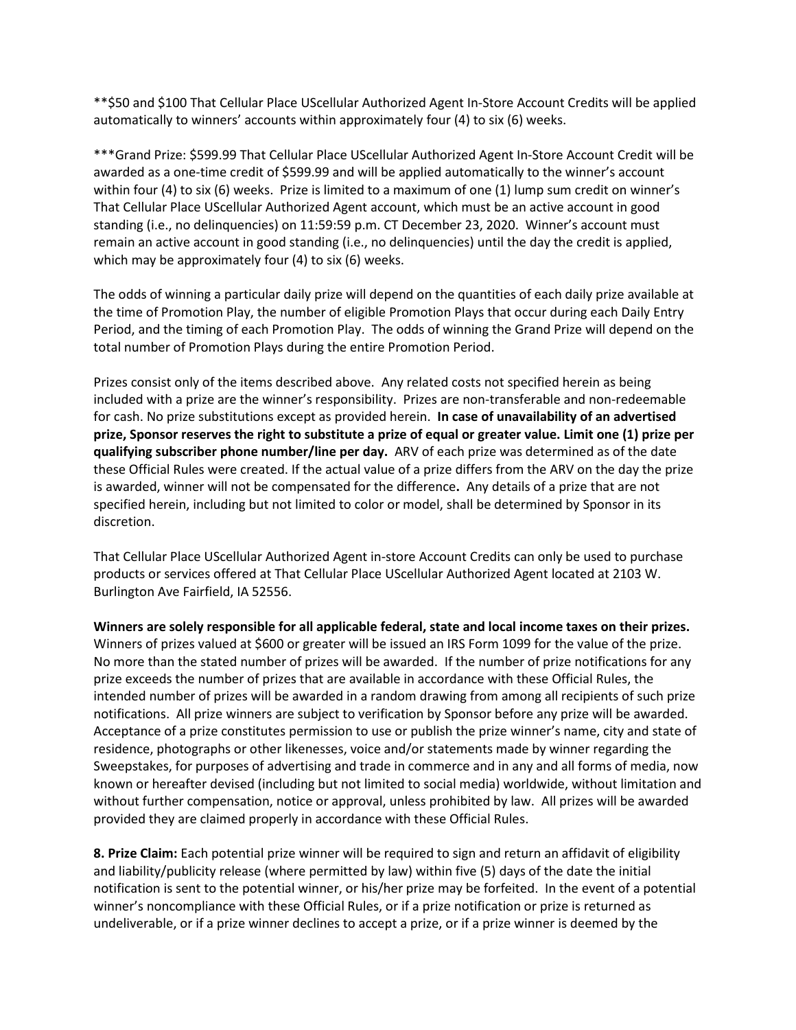**$50 and $100 That Cellular Place UScellular Authorized Agent In-Store Account Credits will be applied automatically to winners' accounts within approximately four (4) to six (6) weeks.

***Grand Prize: $599.99 That Cellular Place UScellular Authorized Agent In-Store Account Credit will be awarded as a one-time credit of $599.99 and will be applied automatically to the winner's account within four (4) to six (6) weeks. Prize is limited to a maximum of one (1) lump sum credit on winner's That Cellular Place UScellular Authorized Agent account, which must be an active account in good standing (i.e., no delinquencies) on 11:59:59 p.m. CT December 23, 2020. Winner's account must remain an active account in good standing (i.e., no delinquencies) until the day the credit is applied, which may be approximately four (4) to six (6) weeks.

The odds of winning a particular daily prize will depend on the quantities of each daily prize available at the time of Promotion Play, the number of eligible Promotion Plays that occur during each Daily Entry Period, and the timing of each Promotion Play. The odds of winning the Grand Prize will depend on the total number of Promotion Plays during the entire Promotion Period.

Prizes consist only of the items described above. Any related costs not specified herein as being included with a prize are the winner's responsibility. Prizes are non-transferable and non-redeemable for cash. No prize substitutions except as provided herein. **In case of unavailability of an advertised prize, Sponsor reserves the right to substitute a prize of equal or greater value. Limit one (1) prize per qualifying subscriber phone number/line per day.** ARV of each prize was determined as of the date these Official Rules were created. If the actual value of a prize differs from the ARV on the day the prize is awarded, winner will not be compensated for the difference**.** Any details of a prize that are not specified herein, including but not limited to color or model, shall be determined by Sponsor in its discretion.

That Cellular Place UScellular Authorized Agent in-store Account Credits can only be used to purchase products or services offered at That Cellular Place UScellular Authorized Agent located at 2103 W. Burlington Ave Fairfield, IA 52556.

**Winners are solely responsible for all applicable federal, state and local income taxes on their prizes.** Winners of prizes valued at $600 or greater will be issued an IRS Form 1099 for the value of the prize. No more than the stated number of prizes will be awarded. If the number of prize notifications for any prize exceeds the number of prizes that are available in accordance with these Official Rules, the intended number of prizes will be awarded in a random drawing from among all recipients of such prize notifications. All prize winners are subject to verification by Sponsor before any prize will be awarded. Acceptance of a prize constitutes permission to use or publish the prize winner's name, city and state of residence, photographs or other likenesses, voice and/or statements made by winner regarding the Sweepstakes, for purposes of advertising and trade in commerce and in any and all forms of media, now known or hereafter devised (including but not limited to social media) worldwide, without limitation and without further compensation, notice or approval, unless prohibited by law. All prizes will be awarded provided they are claimed properly in accordance with these Official Rules.

**8. Prize Claim:** Each potential prize winner will be required to sign and return an affidavit of eligibility and liability/publicity release (where permitted by law) within five (5) days of the date the initial notification is sent to the potential winner, or his/her prize may be forfeited. In the event of a potential winner's noncompliance with these Official Rules, or if a prize notification or prize is returned as undeliverable, or if a prize winner declines to accept a prize, or if a prize winner is deemed by the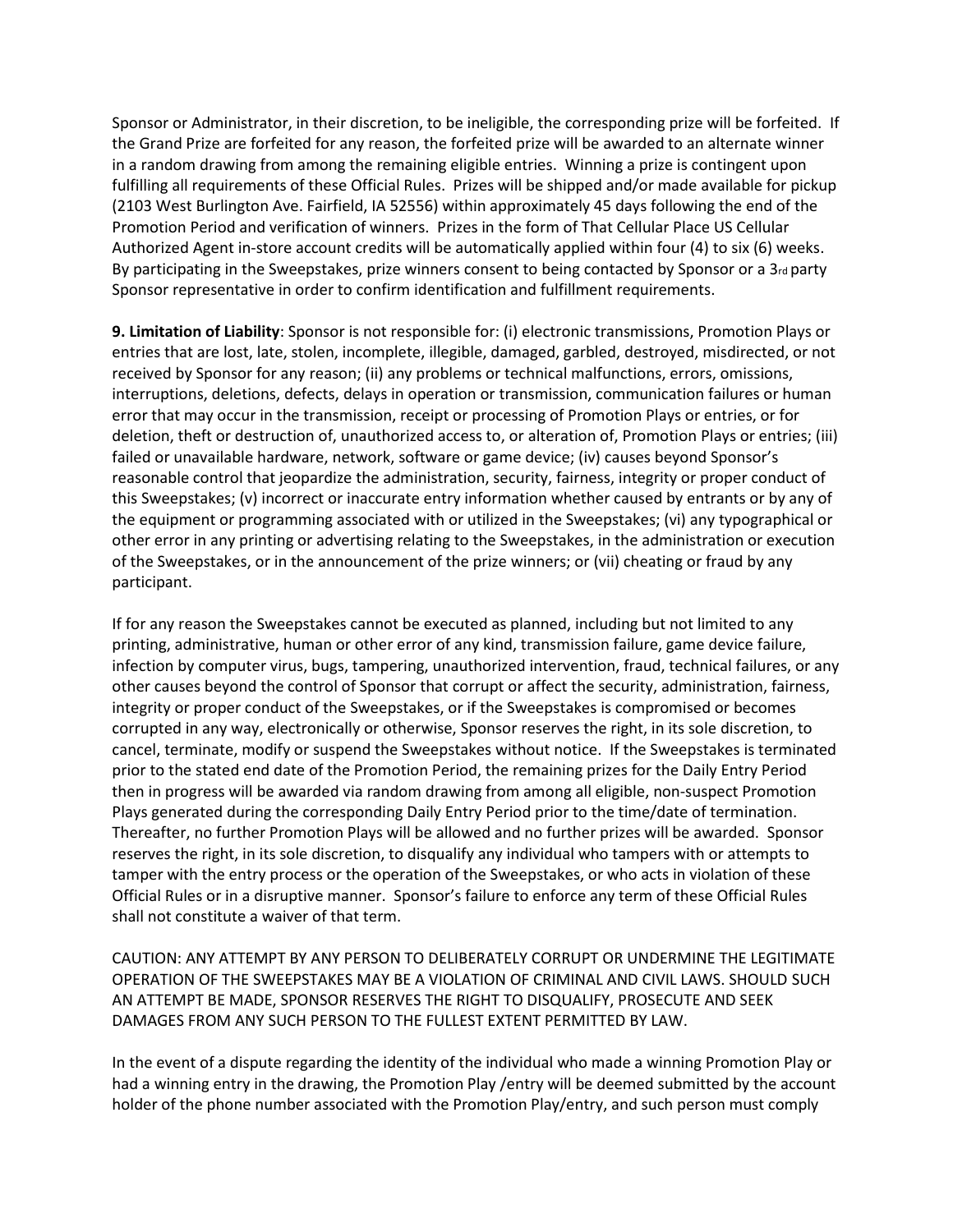Sponsor or Administrator, in their discretion, to be ineligible, the corresponding prize will be forfeited. If the Grand Prize are forfeited for any reason, the forfeited prize will be awarded to an alternate winner in a random drawing from among the remaining eligible entries. Winning a prize is contingent upon fulfilling all requirements of these Official Rules. Prizes will be shipped and/or made available for pickup (2103 West Burlington Ave. Fairfield, IA 52556) within approximately 45 days following the end of the Promotion Period and verification of winners. Prizes in the form of That Cellular Place US Cellular Authorized Agent in-store account credits will be automatically applied within four (4) to six (6) weeks. By participating in the Sweepstakes, prize winners consent to being contacted by Sponsor or a 3rd party Sponsor representative in order to confirm identification and fulfillment requirements.

**9. Limitation of Liability**: Sponsor is not responsible for: (i) electronic transmissions, Promotion Plays or entries that are lost, late, stolen, incomplete, illegible, damaged, garbled, destroyed, misdirected, or not received by Sponsor for any reason; (ii) any problems or technical malfunctions, errors, omissions, interruptions, deletions, defects, delays in operation or transmission, communication failures or human error that may occur in the transmission, receipt or processing of Promotion Plays or entries, or for deletion, theft or destruction of, unauthorized access to, or alteration of, Promotion Plays or entries; (iii) failed or unavailable hardware, network, software or game device; (iv) causes beyond Sponsor's reasonable control that jeopardize the administration, security, fairness, integrity or proper conduct of this Sweepstakes; (v) incorrect or inaccurate entry information whether caused by entrants or by any of the equipment or programming associated with or utilized in the Sweepstakes; (vi) any typographical or other error in any printing or advertising relating to the Sweepstakes, in the administration or execution of the Sweepstakes, or in the announcement of the prize winners; or (vii) cheating or fraud by any participant.

If for any reason the Sweepstakes cannot be executed as planned, including but not limited to any printing, administrative, human or other error of any kind, transmission failure, game device failure, infection by computer virus, bugs, tampering, unauthorized intervention, fraud, technical failures, or any other causes beyond the control of Sponsor that corrupt or affect the security, administration, fairness, integrity or proper conduct of the Sweepstakes, or if the Sweepstakes is compromised or becomes corrupted in any way, electronically or otherwise, Sponsor reserves the right, in its sole discretion, to cancel, terminate, modify or suspend the Sweepstakes without notice. If the Sweepstakes is terminated prior to the stated end date of the Promotion Period, the remaining prizes for the Daily Entry Period then in progress will be awarded via random drawing from among all eligible, non-suspect Promotion Plays generated during the corresponding Daily Entry Period prior to the time/date of termination. Thereafter, no further Promotion Plays will be allowed and no further prizes will be awarded. Sponsor reserves the right, in its sole discretion, to disqualify any individual who tampers with or attempts to tamper with the entry process or the operation of the Sweepstakes, or who acts in violation of these Official Rules or in a disruptive manner. Sponsor's failure to enforce any term of these Official Rules shall not constitute a waiver of that term.

CAUTION: ANY ATTEMPT BY ANY PERSON TO DELIBERATELY CORRUPT OR UNDERMINE THE LEGITIMATE OPERATION OF THE SWEEPSTAKES MAY BE A VIOLATION OF CRIMINAL AND CIVIL LAWS. SHOULD SUCH AN ATTEMPT BE MADE, SPONSOR RESERVES THE RIGHT TO DISQUALIFY, PROSECUTE AND SEEK DAMAGES FROM ANY SUCH PERSON TO THE FULLEST EXTENT PERMITTED BY LAW.

In the event of a dispute regarding the identity of the individual who made a winning Promotion Play or had a winning entry in the drawing, the Promotion Play /entry will be deemed submitted by the account holder of the phone number associated with the Promotion Play/entry, and such person must comply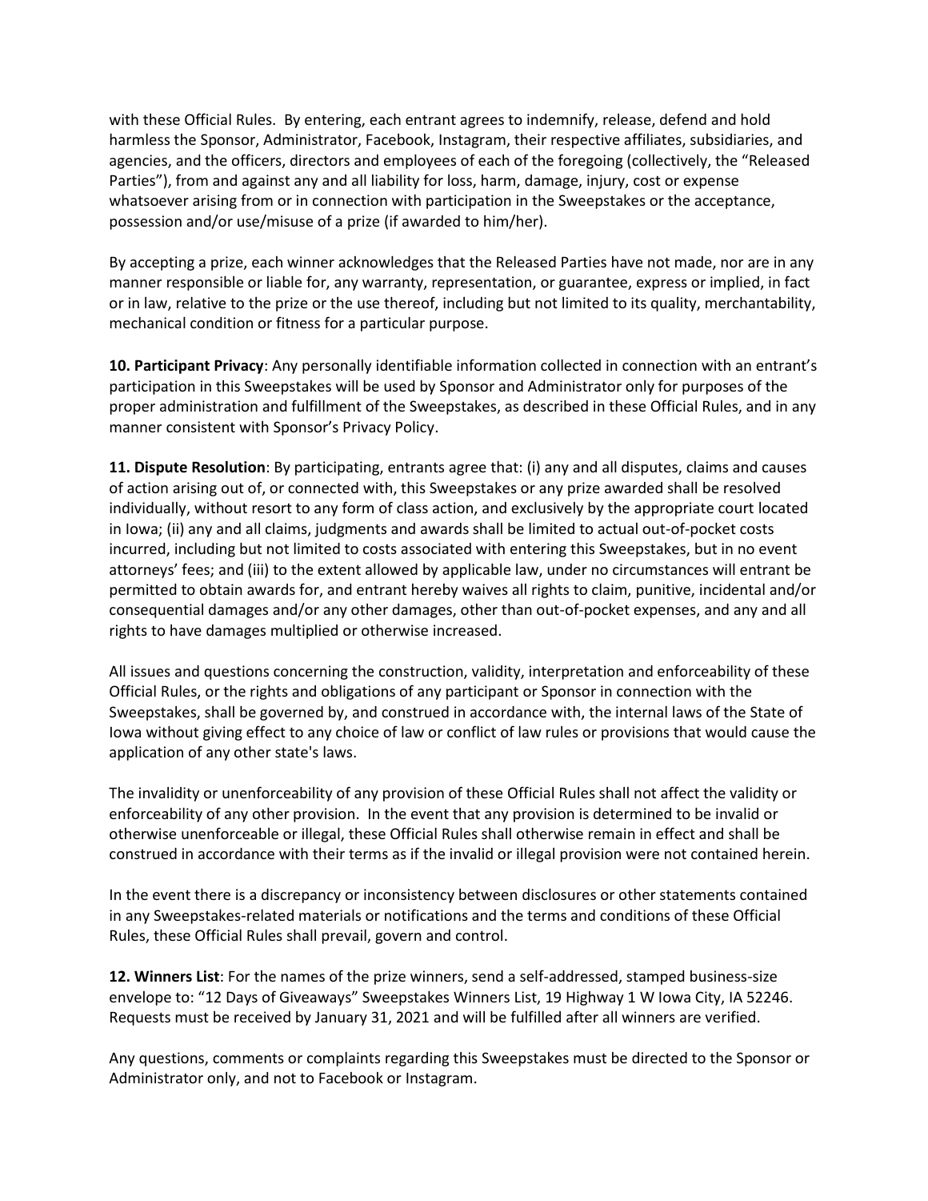with these Official Rules. By entering, each entrant agrees to indemnify, release, defend and hold harmless the Sponsor, Administrator, Facebook, Instagram, their respective affiliates, subsidiaries, and agencies, and the officers, directors and employees of each of the foregoing (collectively, the "Released Parties"), from and against any and all liability for loss, harm, damage, injury, cost or expense whatsoever arising from or in connection with participation in the Sweepstakes or the acceptance, possession and/or use/misuse of a prize (if awarded to him/her).

By accepting a prize, each winner acknowledges that the Released Parties have not made, nor are in any manner responsible or liable for, any warranty, representation, or guarantee, express or implied, in fact or in law, relative to the prize or the use thereof, including but not limited to its quality, merchantability, mechanical condition or fitness for a particular purpose.

**10. Participant Privacy**: Any personally identifiable information collected in connection with an entrant's participation in this Sweepstakes will be used by Sponsor and Administrator only for purposes of the proper administration and fulfillment of the Sweepstakes, as described in these Official Rules, and in any manner consistent with Sponsor's Privacy Policy.

**11. Dispute Resolution**: By participating, entrants agree that: (i) any and all disputes, claims and causes of action arising out of, or connected with, this Sweepstakes or any prize awarded shall be resolved individually, without resort to any form of class action, and exclusively by the appropriate court located in Iowa; (ii) any and all claims, judgments and awards shall be limited to actual out-of-pocket costs incurred, including but not limited to costs associated with entering this Sweepstakes, but in no event attorneys' fees; and (iii) to the extent allowed by applicable law, under no circumstances will entrant be permitted to obtain awards for, and entrant hereby waives all rights to claim, punitive, incidental and/or consequential damages and/or any other damages, other than out-of-pocket expenses, and any and all rights to have damages multiplied or otherwise increased.

All issues and questions concerning the construction, validity, interpretation and enforceability of these Official Rules, or the rights and obligations of any participant or Sponsor in connection with the Sweepstakes, shall be governed by, and construed in accordance with, the internal laws of the State of Iowa without giving effect to any choice of law or conflict of law rules or provisions that would cause the application of any other state's laws.

The invalidity or unenforceability of any provision of these Official Rules shall not affect the validity or enforceability of any other provision. In the event that any provision is determined to be invalid or otherwise unenforceable or illegal, these Official Rules shall otherwise remain in effect and shall be construed in accordance with their terms as if the invalid or illegal provision were not contained herein.

In the event there is a discrepancy or inconsistency between disclosures or other statements contained in any Sweepstakes-related materials or notifications and the terms and conditions of these Official Rules, these Official Rules shall prevail, govern and control.

**12. Winners List**: For the names of the prize winners, send a self-addressed, stamped business-size envelope to: "12 Days of Giveaways" Sweepstakes Winners List, 19 Highway 1 W Iowa City, IA 52246. Requests must be received by January 31, 2021 and will be fulfilled after all winners are verified.

Any questions, comments or complaints regarding this Sweepstakes must be directed to the Sponsor or Administrator only, and not to Facebook or Instagram.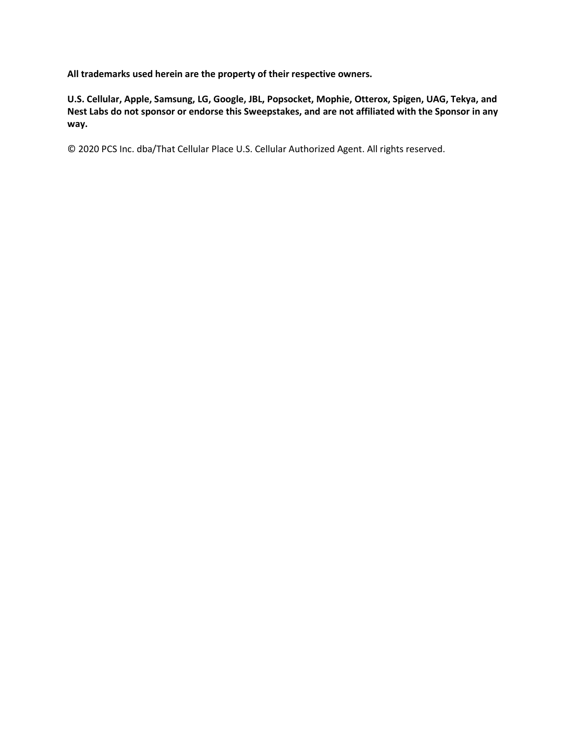**All trademarks used herein are the property of their respective owners.**

**U.S. Cellular, Apple, Samsung, LG, Google, JBL, Popsocket, Mophie, Otterox, Spigen, UAG, Tekya, and Nest Labs do not sponsor or endorse this Sweepstakes, and are not affiliated with the Sponsor in any way.**

© 2020 PCS Inc. dba/That Cellular Place U.S. Cellular Authorized Agent. All rights reserved.